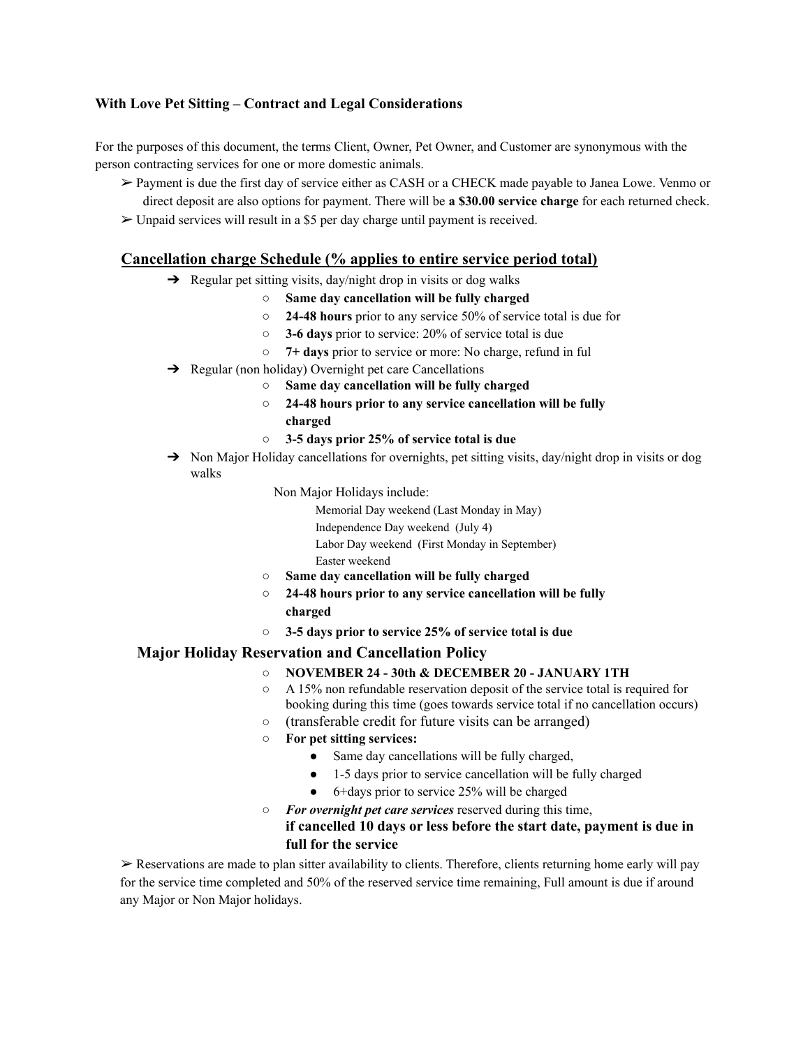**With Love Pet Sitting – Contract and Legal Considerations**

For the purposes of this document, the terms Client, Owner, Pet Owner, and Customer are synonymous with the person contracting services for one or more domestic animals.

- Payment is due the first day of service either as CASH or a CHECK made payable to Janea Lowe. Venmo or direct deposit are also options for payment. There will be **a $30.00 service charge** for each returned check.
- Unpaid services will result in a $5 per day charge until payment is received.

## Cancellation charge Schedule (% applies to entire service period total)

- Regular pet sitting visits, day/night drop in visits or dog walks
  - **Same day cancellation will be fully charged**
  - **24-48 hours** prior to any service 50% of service total is due for
  - **3-6 days** prior to service: 20% of service total is due
  - **7+ days** prior to service or more: No charge, refund in ful
- Regular (non holiday) Overnight pet care Cancellations
  - **Same day cancellation will be fully charged**
  - **24-48 hours prior to any service cancellation will be fully charged**
  - **3-5 days prior 25% of service total is due**
- Non Major Holiday cancellations for overnights, pet sitting visits, day/night drop in visits or dog walks

  Non Major Holidays include:

  Memorial Day weekend (Last Monday in May)
  Independence Day weekend (July 4)
  Labor Day weekend (First Monday in September)
  Easter weekend

  - **Same day cancellation will be fully charged**
  - **24-48 hours prior to any service cancellation will be fully charged**
  - **3-5 days prior to service 25% of service total is due**

## Major Holiday Reservation and Cancellation Policy

- **NOVEMBER 24 - 30th & DECEMBER 20 - JANUARY 1TH**
- A 15% non refundable reservation deposit of the service total is required for booking during this time (goes towards service total if no cancellation occurs)
- (transferable credit for future visits can be arranged)
- **For pet sitting services:**
  - Same day cancellations will be fully charged,
  - 1-5 days prior to service cancellation will be fully charged
  - 6+days prior to service 25% will be charged
- ***For overnight pet care services*** reserved during this time, **if cancelled 10 days or less before the start date, payment is due in full for the service**

- Reservations are made to plan sitter availability to clients. Therefore, clients returning home early will pay for the service time completed and 50% of the reserved service time remaining, Full amount is due if around any Major or Non Major holidays.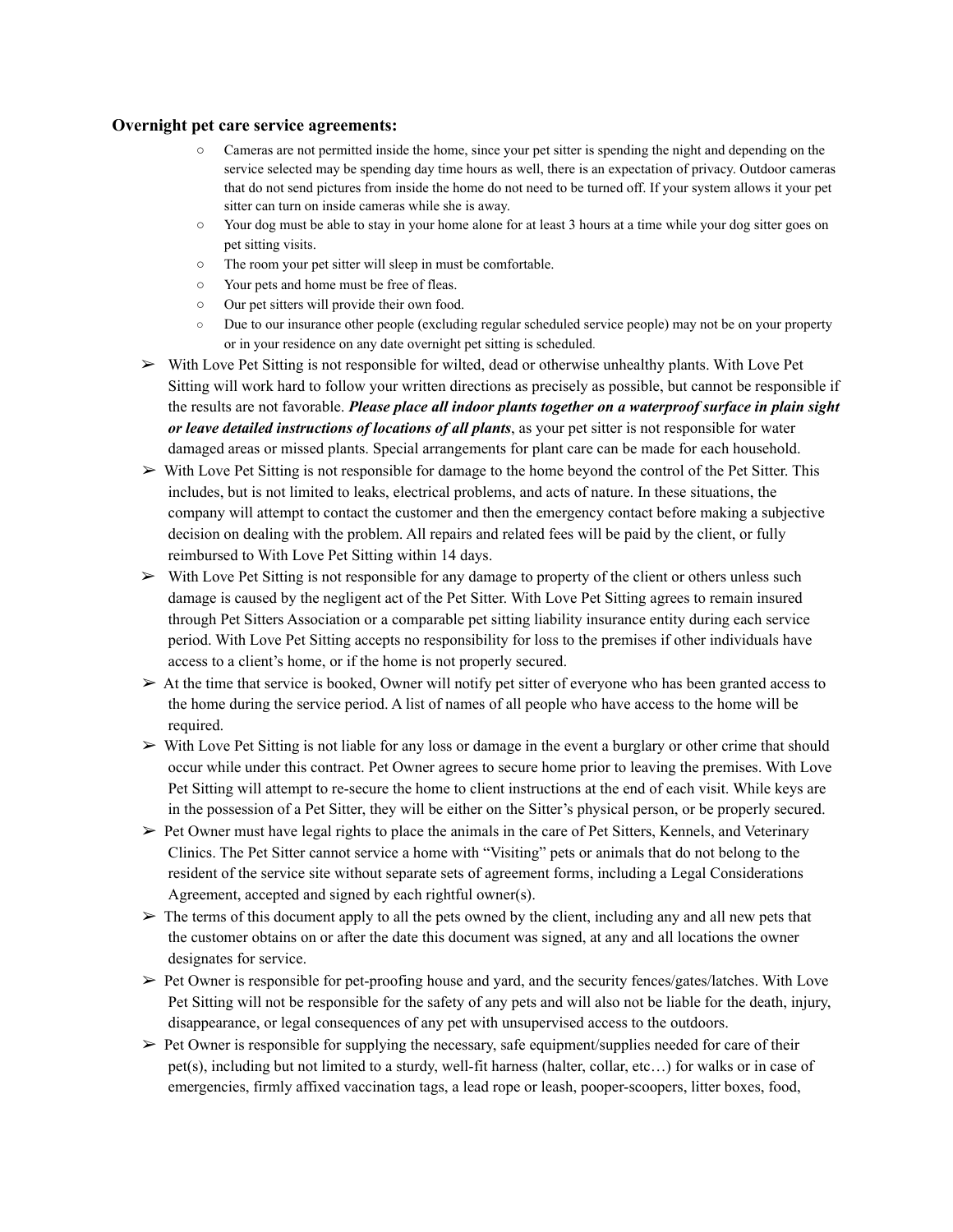**Overnight pet care service agreements:**

- Cameras are not permitted inside the home, since your pet sitter is spending the night and depending on the service selected may be spending day time hours as well, there is an expectation of privacy. Outdoor cameras that do not send pictures from inside the home do not need to be turned off. If your system allows it your pet sitter can turn on inside cameras while she is away.
- Your dog must be able to stay in your home alone for at least 3 hours at a time while your dog sitter goes on pet sitting visits.
- The room your pet sitter will sleep in must be comfortable.
- Your pets and home must be free of fleas.
- Our pet sitters will provide their own food.
- Due to our insurance other people (excluding regular scheduled service people) may not be on your property or in your residence on any date overnight pet sitting is scheduled.

➢ With Love Pet Sitting is not responsible for wilted, dead or otherwise unhealthy plants. With Love Pet Sitting will work hard to follow your written directions as precisely as possible, but cannot be responsible if the results are not favorable. ***Please place all indoor plants together on a waterproof surface in plain sight or leave detailed instructions of locations of all plants***, as your pet sitter is not responsible for water damaged areas or missed plants. Special arrangements for plant care can be made for each household.

➢ With Love Pet Sitting is not responsible for damage to the home beyond the control of the Pet Sitter. This includes, but is not limited to leaks, electrical problems, and acts of nature. In these situations, the company will attempt to contact the customer and then the emergency contact before making a subjective decision on dealing with the problem. All repairs and related fees will be paid by the client, or fully reimbursed to With Love Pet Sitting within 14 days.

➢ With Love Pet Sitting is not responsible for any damage to property of the client or others unless such damage is caused by the negligent act of the Pet Sitter. With Love Pet Sitting agrees to remain insured through Pet Sitters Association or a comparable pet sitting liability insurance entity during each service period. With Love Pet Sitting accepts no responsibility for loss to the premises if other individuals have access to a client's home, or if the home is not properly secured.

➢ At the time that service is booked, Owner will notify pet sitter of everyone who has been granted access to the home during the service period. A list of names of all people who have access to the home will be required.

➢ With Love Pet Sitting is not liable for any loss or damage in the event a burglary or other crime that should occur while under this contract. Pet Owner agrees to secure home prior to leaving the premises. With Love Pet Sitting will attempt to re-secure the home to client instructions at the end of each visit. While keys are in the possession of a Pet Sitter, they will be either on the Sitter's physical person, or be properly secured.

➢ Pet Owner must have legal rights to place the animals in the care of Pet Sitters, Kennels, and Veterinary Clinics. The Pet Sitter cannot service a home with "Visiting" pets or animals that do not belong to the resident of the service site without separate sets of agreement forms, including a Legal Considerations Agreement, accepted and signed by each rightful owner(s).

➢ The terms of this document apply to all the pets owned by the client, including any and all new pets that the customer obtains on or after the date this document was signed, at any and all locations the owner designates for service.

➢ Pet Owner is responsible for pet-proofing house and yard, and the security fences/gates/latches. With Love Pet Sitting will not be responsible for the safety of any pets and will also not be liable for the death, injury, disappearance, or legal consequences of any pet with unsupervised access to the outdoors.

➢ Pet Owner is responsible for supplying the necessary, safe equipment/supplies needed for care of their pet(s), including but not limited to a sturdy, well-fit harness (halter, collar, etc…) for walks or in case of emergencies, firmly affixed vaccination tags, a lead rope or leash, pooper-scoopers, litter boxes, food,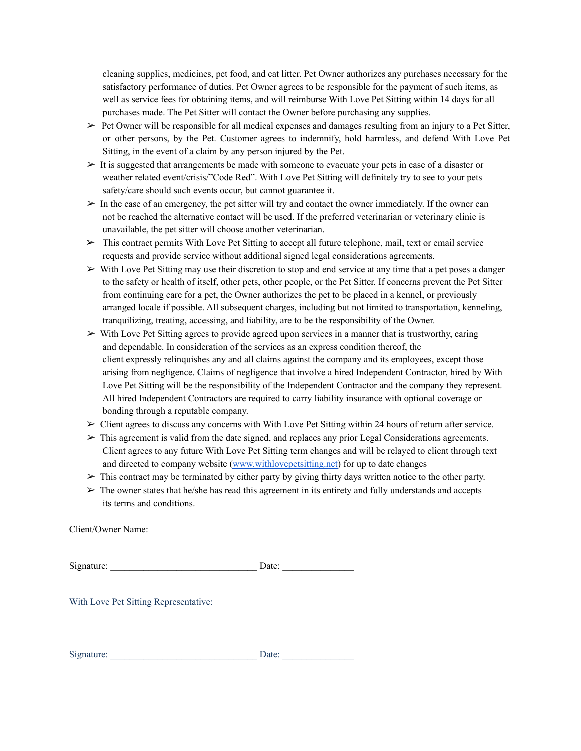cleaning supplies, medicines, pet food, and cat litter. Pet Owner authorizes any purchases necessary for the satisfactory performance of duties. Pet Owner agrees to be responsible for the payment of such items, as well as service fees for obtaining items, and will reimburse With Love Pet Sitting within 14 days for all purchases made. The Pet Sitter will contact the Owner before purchasing any supplies.

- ➢ Pet Owner will be responsible for all medical expenses and damages resulting from an injury to a Pet Sitter, or other persons, by the Pet. Customer agrees to indemnify, hold harmless, and defend With Love Pet Sitting, in the event of a claim by any person injured by the Pet.
- ➢ It is suggested that arrangements be made with someone to evacuate your pets in case of a disaster or weather related event/crisis/"Code Red". With Love Pet Sitting will definitely try to see to your pets safety/care should such events occur, but cannot guarantee it.
- ➢ In the case of an emergency, the pet sitter will try and contact the owner immediately. If the owner can not be reached the alternative contact will be used. If the preferred veterinarian or veterinary clinic is unavailable, the pet sitter will choose another veterinarian.
- ➢ This contract permits With Love Pet Sitting to accept all future telephone, mail, text or email service requests and provide service without additional signed legal considerations agreements.
- ➢ With Love Pet Sitting may use their discretion to stop and end service at any time that a pet poses a danger to the safety or health of itself, other pets, other people, or the Pet Sitter. If concerns prevent the Pet Sitter from continuing care for a pet, the Owner authorizes the pet to be placed in a kennel, or previously arranged locale if possible. All subsequent charges, including but not limited to transportation, kenneling, tranquilizing, treating, accessing, and liability, are to be the responsibility of the Owner.
- ➢ With Love Pet Sitting agrees to provide agreed upon services in a manner that is trustworthy, caring and dependable. In consideration of the services as an express condition thereof, the client expressly relinquishes any and all claims against the company and its employees, except those arising from negligence. Claims of negligence that involve a hired Independent Contractor, hired by With Love Pet Sitting will be the responsibility of the Independent Contractor and the company they represent. All hired Independent Contractors are required to carry liability insurance with optional coverage or bonding through a reputable company.
- ➢ Client agrees to discuss any concerns with With Love Pet Sitting within 24 hours of return after service.
- ➢ This agreement is valid from the date signed, and replaces any prior Legal Considerations agreements. Client agrees to any future With Love Pet Sitting term changes and will be relayed to client through text and directed to company website ([www.withlovepetsitting.net](http://www.withlovepetsitting.net)) for up to date changes
- ➢ This contract may be terminated by either party by giving thirty days written notice to the other party.
- ➢ The owner states that he/she has read this agreement in its entirety and fully understands and accepts its terms and conditions.

Client/Owner Name:

Signature: ______________________________ Date: ______________

With Love Pet Sitting Representative:

Signature: ______________________________ Date: ______________